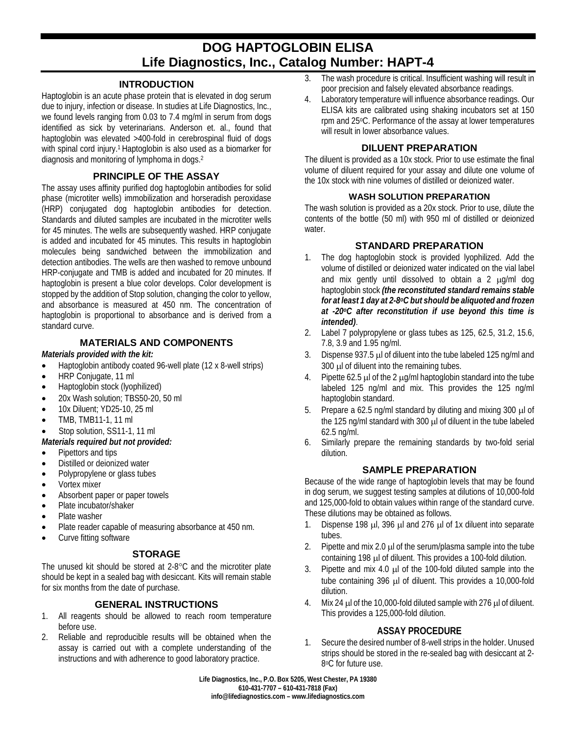# DOG HAPTOGLOBIN ELISA
# Life Diagnostics, Inc., Catalog Number: HAPT-4

## INTRODUCTION

Haptoglobin is an acute phase protein that is elevated in dog serum due to injury, infection or disease. In studies at Life Diagnostics, Inc., we found levels ranging from 0.03 to 7.4 mg/ml in serum from dogs identified as sick by veterinarians. Anderson et. al., found that haptoglobin was elevated >400-fold in cerebrospinal fluid of dogs with spinal cord injury.[1] Haptoglobin is also used as a biomarker for diagnosis and monitoring of lymphoma in dogs.[2]

## PRINCIPLE OF THE ASSAY

The assay uses affinity purified dog haptoglobin antibodies for solid phase (microtiter wells) immobilization and horseradish peroxidase (HRP) conjugated dog haptoglobin antibodies for detection. Standards and diluted samples are incubated in the microtiter wells for 45 minutes. The wells are subsequently washed. HRP conjugate is added and incubated for 45 minutes. This results in haptoglobin molecules being sandwiched between the immobilization and detection antibodies. The wells are then washed to remove unbound HRP-conjugate and TMB is added and incubated for 20 minutes. If haptoglobin is present a blue color develops. Color development is stopped by the addition of Stop solution, changing the color to yellow, and absorbance is measured at 450 nm. The concentration of haptoglobin is proportional to absorbance and is derived from a standard curve.

## MATERIALS AND COMPONENTS

***Materials provided with the kit:***

- Haptoglobin antibody coated 96-well plate (12 x 8-well strips)
- HRP Conjugate, 11 ml
- Haptoglobin stock (lyophilized)
- 20x Wash solution; TBS50-20, 50 ml
- 10x Diluent; YD25-10, 25 ml
- TMB, TMB11-1, 11 ml
- Stop solution, SS11-1, 11 ml

***Materials required but not provided:***

- Pipettors and tips
- Distilled or deionized water
- Polypropylene or glass tubes
- Vortex mixer
- Absorbent paper or paper towels
- Plate incubator/shaker
- Plate washer
- Plate reader capable of measuring absorbance at 450 nm.
- Curve fitting software

## STORAGE

The unused kit should be stored at 2-8°C and the microtiter plate should be kept in a sealed bag with desiccant. Kits will remain stable for six months from the date of purchase.

## GENERAL INSTRUCTIONS

1. All reagents should be allowed to reach room temperature before use.
2. Reliable and reproducible results will be obtained when the assay is carried out with a complete understanding of the instructions and with adherence to good laboratory practice.
3. The wash procedure is critical. Insufficient washing will result in poor precision and falsely elevated absorbance readings.
4. Laboratory temperature will influence absorbance readings. Our ELISA kits are calibrated using shaking incubators set at 150 rpm and 25°C. Performance of the assay at lower temperatures will result in lower absorbance values.

## DILUENT PREPARATION

The diluent is provided as a 10x stock. Prior to use estimate the final volume of diluent required for your assay and dilute one volume of the 10x stock with nine volumes of distilled or deionized water.

### WASH SOLUTION PREPARATION

The wash solution is provided as a 20x stock. Prior to use, dilute the contents of the bottle (50 ml) with 950 ml of distilled or deionized water.

## STANDARD PREPARATION

1. The dog haptoglobin stock is provided lyophilized. Add the volume of distilled or deionized water indicated on the vial label and mix gently until dissolved to obtain a 2 μg/ml dog haptoglobin stock ***(the reconstituted standard remains stable for at least 1 day at 2-8°C but should be aliquoted and frozen at -20°C after reconstitution if use beyond this time is intended)***.
2. Label 7 polypropylene or glass tubes as 125, 62.5, 31.2, 15.6, 7.8, 3.9 and 1.95 ng/ml.
3. Dispense 937.5 μl of diluent into the tube labeled 125 ng/ml and 300 μl of diluent into the remaining tubes.
4. Pipette 62.5 μl of the 2 μg/ml haptoglobin standard into the tube labeled 125 ng/ml and mix. This provides the 125 ng/ml haptoglobin standard.
5. Prepare a 62.5 ng/ml standard by diluting and mixing 300 μl of the 125 ng/ml standard with 300 μl of diluent in the tube labeled 62.5 ng/ml.
6. Similarly prepare the remaining standards by two-fold serial dilution.

## SAMPLE PREPARATION

Because of the wide range of haptoglobin levels that may be found in dog serum, we suggest testing samples at dilutions of 10,000-fold and 125,000-fold to obtain values within range of the standard curve. These dilutions may be obtained as follows.

1. Dispense 198 μl, 396 μl and 276 μl of 1x diluent into separate tubes.
2. Pipette and mix 2.0 μl of the serum/plasma sample into the tube containing 198 μl of diluent. This provides a 100-fold dilution.
3. Pipette and mix 4.0 μl of the 100-fold diluted sample into the tube containing 396 μl of diluent. This provides a 10,000-fold dilution.
4. Mix 24 μl of the 10,000-fold diluted sample with 276 μl of diluent. This provides a 125,000-fold dilution.

### ASSAY PROCEDURE

1. Secure the desired number of 8-well strips in the holder. Unused strips should be stored in the re-sealed bag with desiccant at 2-8°C for future use.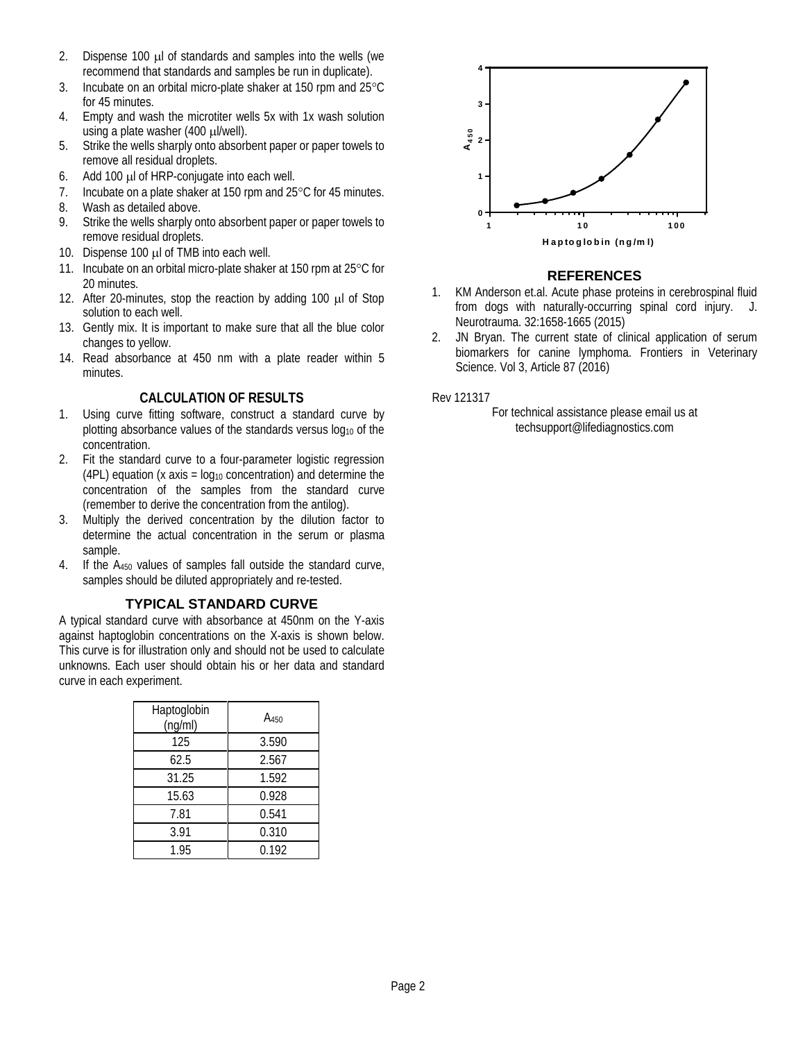2. Dispense 100 μl of standards and samples into the wells (we recommend that standards and samples be run in duplicate).
3. Incubate on an orbital micro-plate shaker at 150 rpm and 25°C for 45 minutes.
4. Empty and wash the microtiter wells 5x with 1x wash solution using a plate washer (400 μl/well).
5. Strike the wells sharply onto absorbent paper or paper towels to remove all residual droplets.
6. Add 100 μl of HRP-conjugate into each well.
7. Incubate on a plate shaker at 150 rpm and 25°C for 45 minutes.
8. Wash as detailed above.
9. Strike the wells sharply onto absorbent paper or paper towels to remove residual droplets.
10. Dispense 100 μl of TMB into each well.
11. Incubate on an orbital micro-plate shaker at 150 rpm at 25°C for 20 minutes.
12. After 20-minutes, stop the reaction by adding 100 μl of Stop solution to each well.
13. Gently mix. It is important to make sure that all the blue color changes to yellow.
14. Read absorbance at 450 nm with a plate reader within 5 minutes.

## CALCULATION OF RESULTS

1. Using curve fitting software, construct a standard curve by plotting absorbance values of the standards versus $\log_{10}$ of the concentration.
2. Fit the standard curve to a four-parameter logistic regression (4PL) equation (x axis = $\log_{10}$ concentration) and determine the concentration of the samples from the standard curve (remember to derive the concentration from the antilog).
3. Multiply the derived concentration by the dilution factor to determine the actual concentration in the serum or plasma sample.
4. If the $A_{450}$ values of samples fall outside the standard curve, samples should be diluted appropriately and re-tested.

## TYPICAL STANDARD CURVE

A typical standard curve with absorbance at 450nm on the Y-axis against haptoglobin concentrations on the X-axis is shown below. This curve is for illustration only and should not be used to calculate unknowns. Each user should obtain his or her data and standard curve in each experiment.

| Haptoglobin (ng/ml) | $A_{450}$ |
|---|---|
| 125 | 3.590 |
| 62.5 | 2.567 |
| 31.25 | 1.592 |
| 15.63 | 0.928 |
| 7.81 | 0.541 |
| 3.91 | 0.310 |
| 1.95 | 0.192 |

$A_{450}$

0
1
2
3
4

1
10
100

Haptoglobin (ng/ml)

## REFERENCES

1. KM Anderson et.al. Acute phase proteins in cerebrospinal fluid from dogs with naturally-occurring spinal cord injury. J. Neurotrauma. 32:1658-1665 (2015)
2. JN Bryan. The current state of clinical application of serum biomarkers for canine lymphoma. Frontiers in Veterinary Science. Vol 3, Article 87 (2016)

Rev 121317

For technical assistance please email us at techsupport@lifediagnostics.com